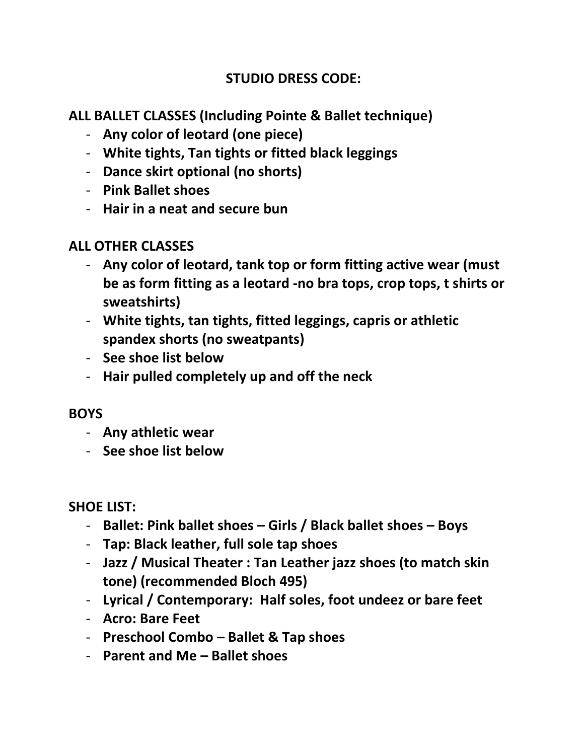# STUDIO DRESS CODE:

## ALL BALLET CLASSES (Including Pointe & Ballet technique)

- **Any color of leotard (one piece)**
- **White tights, Tan tights or fitted black leggings**
- **Dance skirt optional (no shorts)**
- **Pink Ballet shoes**
- **Hair in a neat and secure bun**

## ALL OTHER CLASSES

- **Any color of leotard, tank top or form fitting active wear (must be as form fitting as a leotard -no bra tops, crop tops, t shirts or sweatshirts)**
- **White tights, tan tights, fitted leggings, capris or athletic spandex shorts (no sweatpants)**
- **See shoe list below**
- **Hair pulled completely up and off the neck**

## BOYS

- **Any athletic wear**
- **See shoe list below**

## SHOE LIST:

- **Ballet: Pink ballet shoes – Girls / Black ballet shoes – Boys**
- **Tap: Black leather, full sole tap shoes**
- **Jazz / Musical Theater : Tan Leather jazz shoes (to match skin tone) (recommended Bloch 495)**
- **Lyrical / Contemporary: Half soles, foot undeez or bare feet**
- **Acro: Bare Feet**
- **Preschool Combo – Ballet & Tap shoes**
- **Parent and Me – Ballet shoes**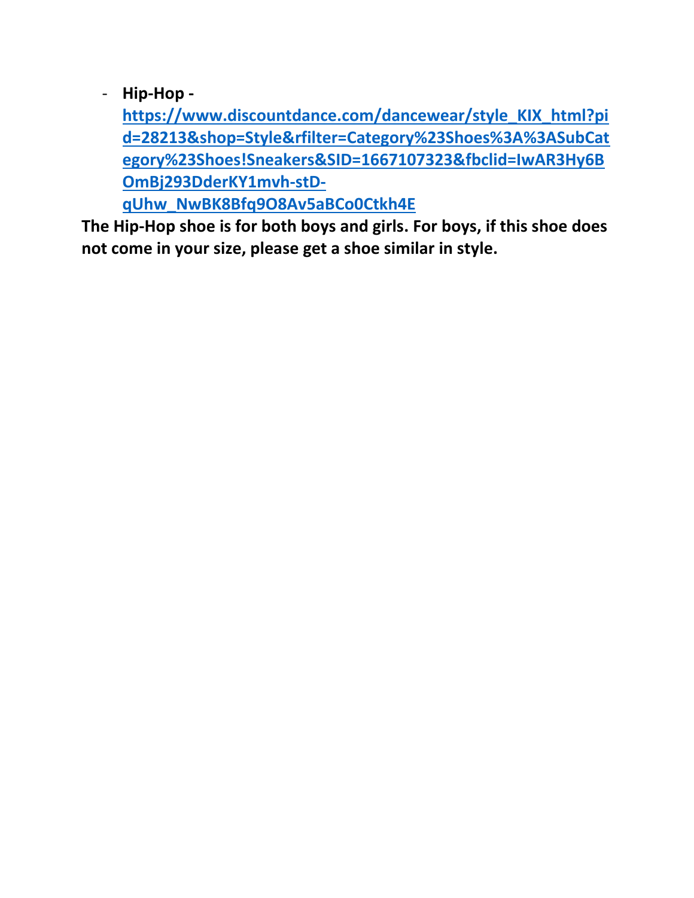- **Hip-Hop - [https://www.discountdance.com/dancewear/style_KIX_html?pid=28213&shop=Style&rfilter=Category%23Shoes%3A%3ASubCategory%23Shoes!Sneakers&SID=1667107323&fbclid=IwAR3Hy6BOmBj293DderKY1mvh-stD-qUhw_NwBK8Bfq9O8Av5aBCo0Ctkh4E](https://www.discountdance.com/dancewear/style_KIX_html?pid=28213&shop=Style&rfilter=Category%23Shoes%3A%3ASubCategory%23Shoes!Sneakers&SID=1667107323&fbclid=IwAR3Hy6BOmBj293DderKY1mvh-stD-qUhw_NwBK8Bfq9O8Av5aBCo0Ctkh4E)**

**The Hip-Hop shoe is for both boys and girls. For boys, if this shoe does not come in your size, please get a shoe similar in style.**